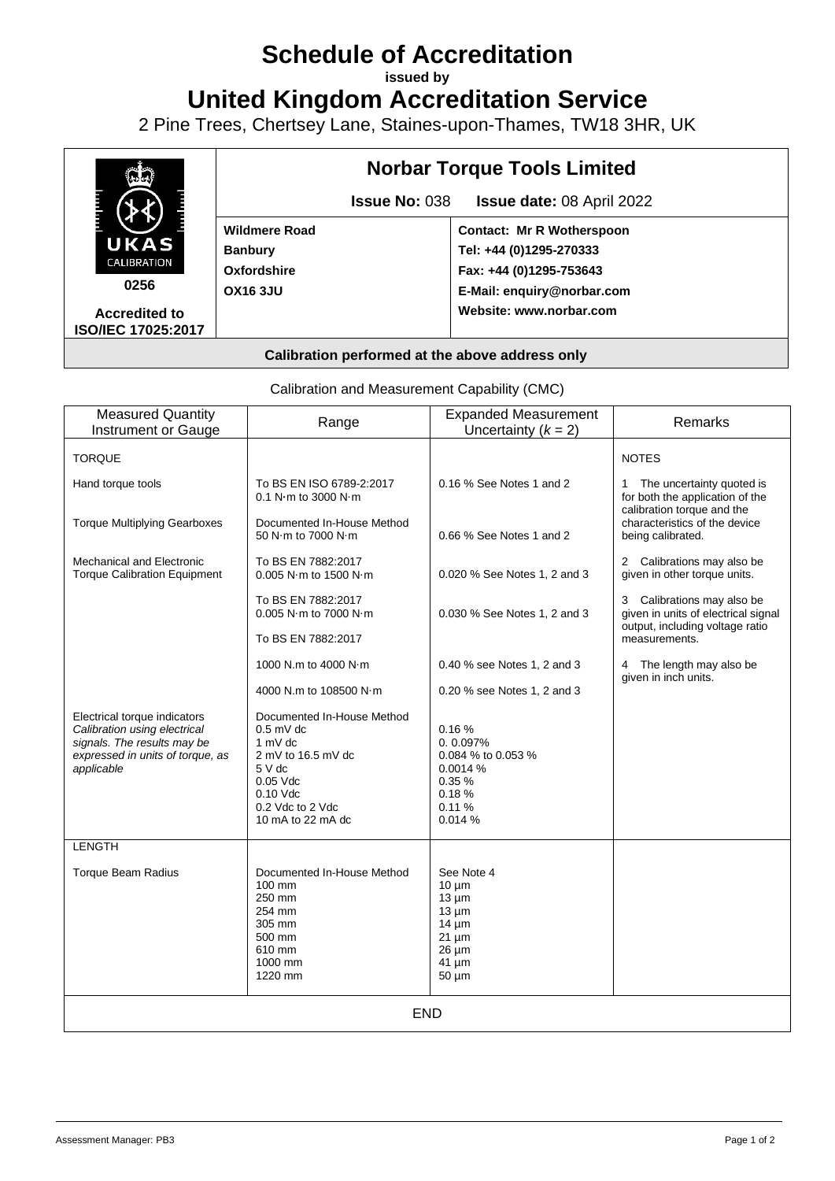# Schedule of Accreditation

**issued by**

# United Kingdom Accreditation Service

2 Pine Trees, Chertsey Lane, Staines-upon-Thames, TW18 3HR, UK

UKAS CALIBRATION

**0256**

**Accredited to ISO/IEC 17025:2017**

## Norbar Torque Tools Limited

**Issue No:** 038 **Issue date:** 08 April 2022

| | |
|---|---|
| **Wildmere Road** | **Contact: Mr R Wotherspoon** |
| **Banbury** | **Tel: +44 (0)1295-270333** |
| **Oxfordshire** | **Fax: +44 (0)1295-753643** |
| **OX16 3JU** | **E-Mail: enquiry@norbar.com** |
| | **Website: www.norbar.com** |

**Calibration performed at the above address only**

Calibration and Measurement Capability (CMC)

| Measured Quantity Instrument or Gauge | Range | Expanded Measurement Uncertainty ($k$ = 2) | Remarks |
|---|---|---|---|
| TORQUE | | | NOTES |
| Hand torque tools | To BS EN ISO 6789-2:2017<br>0.1 N·m to 3000 N·m | 0.16 % See Notes 1 and 2 | 1 The uncertainty quoted is for both the application of the calibration torque and the characteristics of the device being calibrated. |
| Torque Multiplying Gearboxes | Documented In-House Method<br>50 N·m to 7000 N·m | 0.66 % See Notes 1 and 2 | |
| Mechanical and Electronic Torque Calibration Equipment | To BS EN 7882:2017<br>0.005 N·m to 1500 N·m | 0.020 % See Notes 1, 2 and 3 | 2 Calibrations may also be given in other torque units. |
| | To BS EN 7882:2017<br>0.005 N·m to 7000 N·m | 0.030 % See Notes 1, 2 and 3 | 3 Calibrations may also be given in units of electrical signal output, including voltage ratio measurements. |
| | To BS EN 7882:2017<br>1000 N.m to 4000 N·m | 0.40 % see Notes 1, 2 and 3 | 4 The length may also be given in inch units. |
| | 4000 N.m to 108500 N·m | 0.20 % see Notes 1, 2 and 3 | |
| Electrical torque indicators<br>*Calibration using electrical signals. The results may be expressed in units of torque, as applicable* | Documented In-House Method<br>0.5 mV dc<br>1 mV dc<br>2 mV to 16.5 mV dc<br>5 V dc<br>0.05 Vdc<br>0.10 Vdc<br>0.2 Vdc to 2 Vdc<br>10 mA to 22 mA dc | <br>0.16 %<br>0. 0.097%<br>0.084 % to 0.053 %<br>0.0014 %<br>0.35 %<br>0.18 %<br>0.11 %<br>0.014 % | |
| LENGTH | | | |
| Torque Beam Radius | Documented In-House Method<br>100 mm<br>250 mm<br>254 mm<br>305 mm<br>500 mm<br>610 mm<br>1000 mm<br>1220 mm | See Note 4<br>10 µm<br>13 µm<br>13 µm<br>14 µm<br>21 µm<br>26 µm<br>41 µm<br>50 µm | |
| END | | | |

Assessment Manager: PB3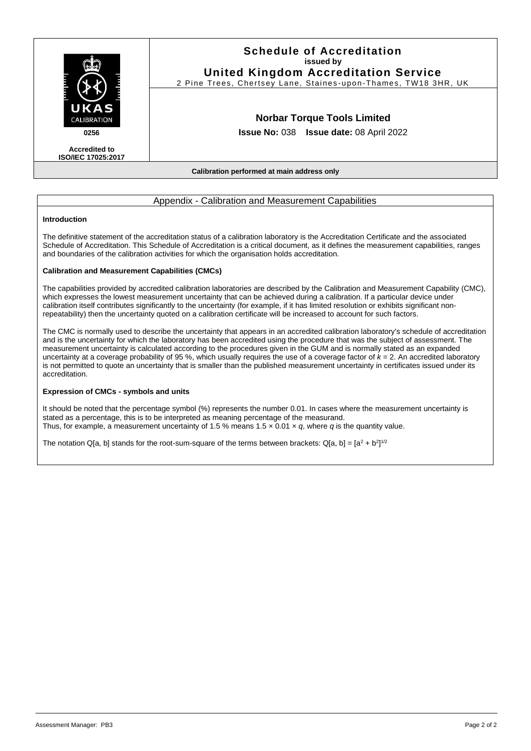**Schedule of Accreditation**
**issued by**
**United Kingdom Accreditation Service**
2 Pine Trees, Chertsey Lane, Staines-upon-Thames, TW18 3HR, UK

UKAS CALIBRATION
**0256**

**Accredited to ISO/IEC 17025:2017**

**Norbar Torque Tools Limited**

**Issue No:** 038 **Issue date:** 08 April 2022

**Calibration performed at main address only**

## Appendix - Calibration and Measurement Capabilities

### Introduction

The definitive statement of the accreditation status of a calibration laboratory is the Accreditation Certificate and the associated Schedule of Accreditation. This Schedule of Accreditation is a critical document, as it defines the measurement capabilities, ranges and boundaries of the calibration activities for which the organisation holds accreditation.

### Calibration and Measurement Capabilities (CMCs)

The capabilities provided by accredited calibration laboratories are described by the Calibration and Measurement Capability (CMC), which expresses the lowest measurement uncertainty that can be achieved during a calibration. If a particular device under calibration itself contributes significantly to the uncertainty (for example, if it has limited resolution or exhibits significant non-repeatability) then the uncertainty quoted on a calibration certificate will be increased to account for such factors.

The CMC is normally used to describe the uncertainty that appears in an accredited calibration laboratory's schedule of accreditation and is the uncertainty for which the laboratory has been accredited using the procedure that was the subject of assessment. The measurement uncertainty is calculated according to the procedures given in the GUM and is normally stated as an expanded uncertainty at a coverage probability of 95 %, which usually requires the use of a coverage factor of $k = 2$. An accredited laboratory is not permitted to quote an uncertainty that is smaller than the published measurement uncertainty in certificates issued under its accreditation.

### Expression of CMCs - symbols and units

It should be noted that the percentage symbol (%) represents the number 0.01. In cases where the measurement uncertainty is stated as a percentage, this is to be interpreted as meaning percentage of the measurand.
Thus, for example, a measurement uncertainty of 1.5 % means $1.5 \times 0.01 \times q$, where $q$ is the quantity value.

The notation Q[a, b] stands for the root-sum-square of the terms between brackets: $Q[a, b] = [a^2 + b^2]^{1/2}$

Assessment Manager: PB3